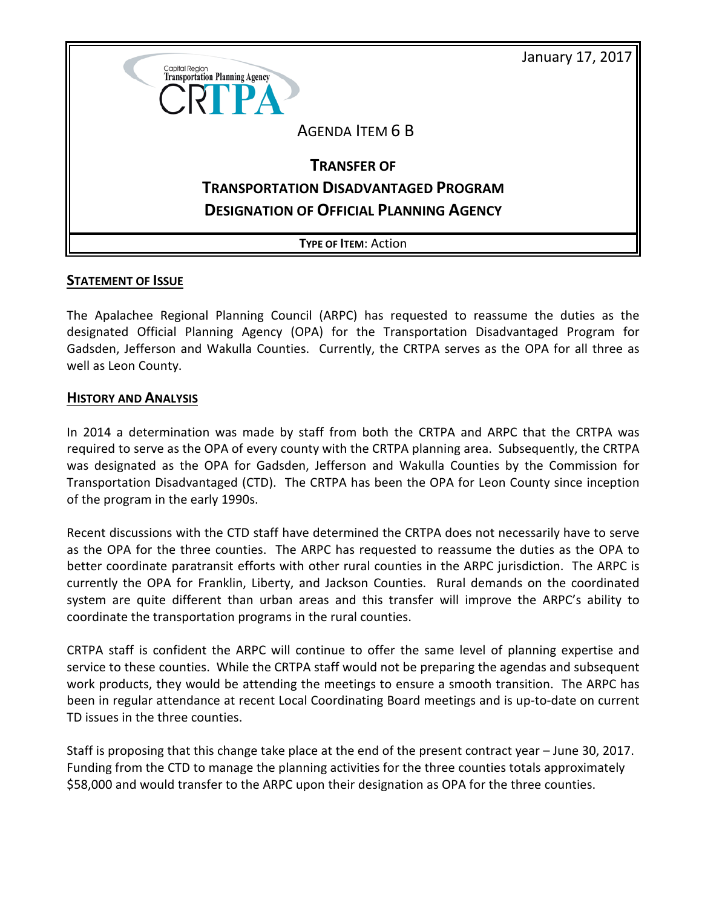January 17, 2017

Capital Region Transportation Planning Agency
CRTPA

# AGENDA ITEM 6 B

## TRANSFER OF TRANSPORTATION DISADVANTAGED PROGRAM DESIGNATION OF OFFICIAL PLANNING AGENCY

**TYPE OF ITEM**: Action

### STATEMENT OF ISSUE

The Apalachee Regional Planning Council (ARPC) has requested to reassume the duties as the designated Official Planning Agency (OPA) for the Transportation Disadvantaged Program for Gadsden, Jefferson and Wakulla Counties. Currently, the CRTPA serves as the OPA for all three as well as Leon County.

### HISTORY AND ANALYSIS

In 2014 a determination was made by staff from both the CRTPA and ARPC that the CRTPA was required to serve as the OPA of every county with the CRTPA planning area. Subsequently, the CRTPA was designated as the OPA for Gadsden, Jefferson and Wakulla Counties by the Commission for Transportation Disadvantaged (CTD). The CRTPA has been the OPA for Leon County since inception of the program in the early 1990s.

Recent discussions with the CTD staff have determined the CRTPA does not necessarily have to serve as the OPA for the three counties. The ARPC has requested to reassume the duties as the OPA to better coordinate paratransit efforts with other rural counties in the ARPC jurisdiction. The ARPC is currently the OPA for Franklin, Liberty, and Jackson Counties. Rural demands on the coordinated system are quite different than urban areas and this transfer will improve the ARPC's ability to coordinate the transportation programs in the rural counties.

CRTPA staff is confident the ARPC will continue to offer the same level of planning expertise and service to these counties. While the CRTPA staff would not be preparing the agendas and subsequent work products, they would be attending the meetings to ensure a smooth transition. The ARPC has been in regular attendance at recent Local Coordinating Board meetings and is up-to-date on current TD issues in the three counties.

Staff is proposing that this change take place at the end of the present contract year – June 30, 2017. Funding from the CTD to manage the planning activities for the three counties totals approximately $58,000 and would transfer to the ARPC upon their designation as OPA for the three counties.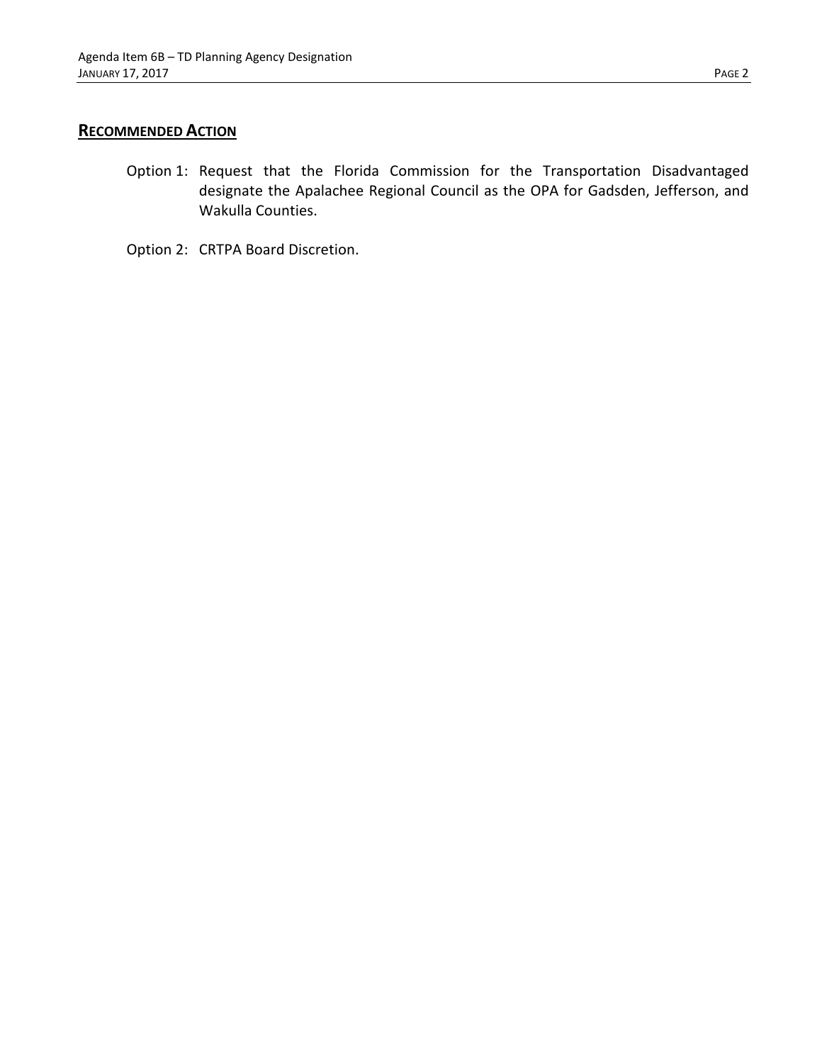## RECOMMENDED ACTION

Option 1: Request that the Florida Commission for the Transportation Disadvantaged designate the Apalachee Regional Council as the OPA for Gadsden, Jefferson, and Wakulla Counties.

Option 2: CRTPA Board Discretion.